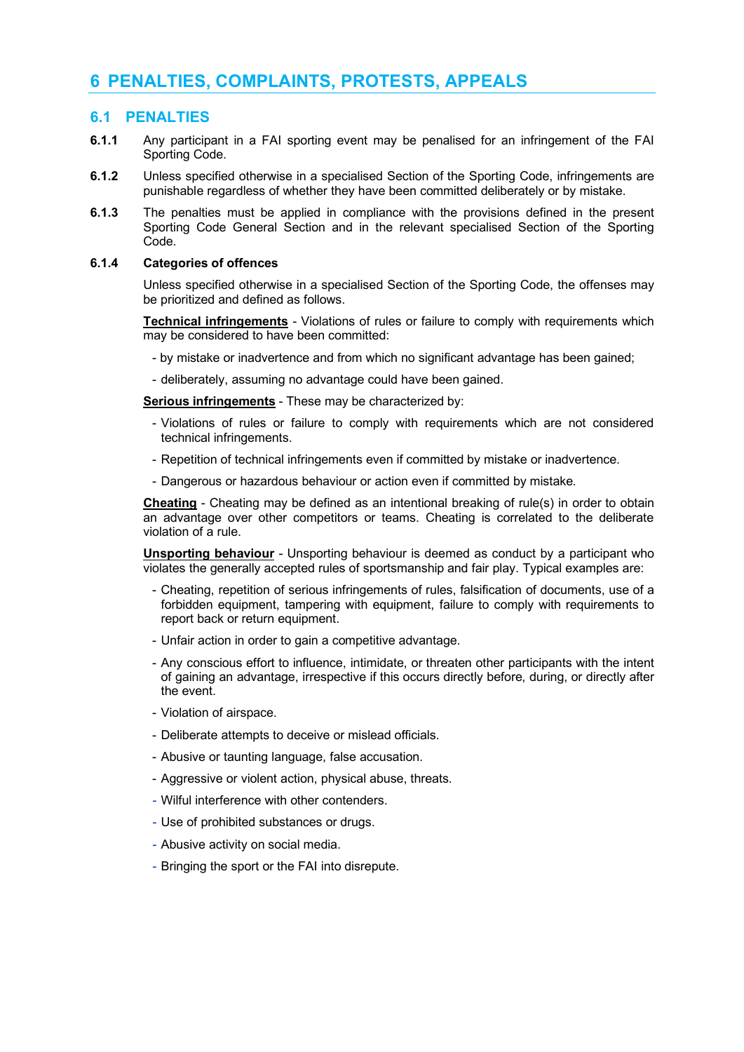# 6 PENALTIES, COMPLAINTS, PROTESTS, APPEALS

## 6.1 PENALTIES

**6.1.1** Any participant in a FAI sporting event may be penalised for an infringement of the FAI Sporting Code.

**6.1.2** Unless specified otherwise in a specialised Section of the Sporting Code, infringements are punishable regardless of whether they have been committed deliberately or by mistake.

**6.1.3** The penalties must be applied in compliance with the provisions defined in the present Sporting Code General Section and in the relevant specialised Section of the Sporting Code.

**6.1.4** **Categories of offences**

Unless specified otherwise in a specialised Section of the Sporting Code, the offenses may be prioritized and defined as follows.

**Technical infringements** - Violations of rules or failure to comply with requirements which may be considered to have been committed:

- by mistake or inadvertence and from which no significant advantage has been gained;
- deliberately, assuming no advantage could have been gained.

**Serious infringements** - These may be characterized by:

- Violations of rules or failure to comply with requirements which are not considered technical infringements.
- Repetition of technical infringements even if committed by mistake or inadvertence.
- Dangerous or hazardous behaviour or action even if committed by mistake.

**Cheating** - Cheating may be defined as an intentional breaking of rule(s) in order to obtain an advantage over other competitors or teams. Cheating is correlated to the deliberate violation of a rule.

**Unsporting behaviour** - Unsporting behaviour is deemed as conduct by a participant who violates the generally accepted rules of sportsmanship and fair play. Typical examples are:

- Cheating, repetition of serious infringements of rules, falsification of documents, use of a forbidden equipment, tampering with equipment, failure to comply with requirements to report back or return equipment.
- Unfair action in order to gain a competitive advantage.
- Any conscious effort to influence, intimidate, or threaten other participants with the intent of gaining an advantage, irrespective if this occurs directly before, during, or directly after the event.
- Violation of airspace.
- Deliberate attempts to deceive or mislead officials.
- Abusive or taunting language, false accusation.
- Aggressive or violent action, physical abuse, threats.
- Wilful interference with other contenders.
- Use of prohibited substances or drugs.
- Abusive activity on social media.
- Bringing the sport or the FAI into disrepute.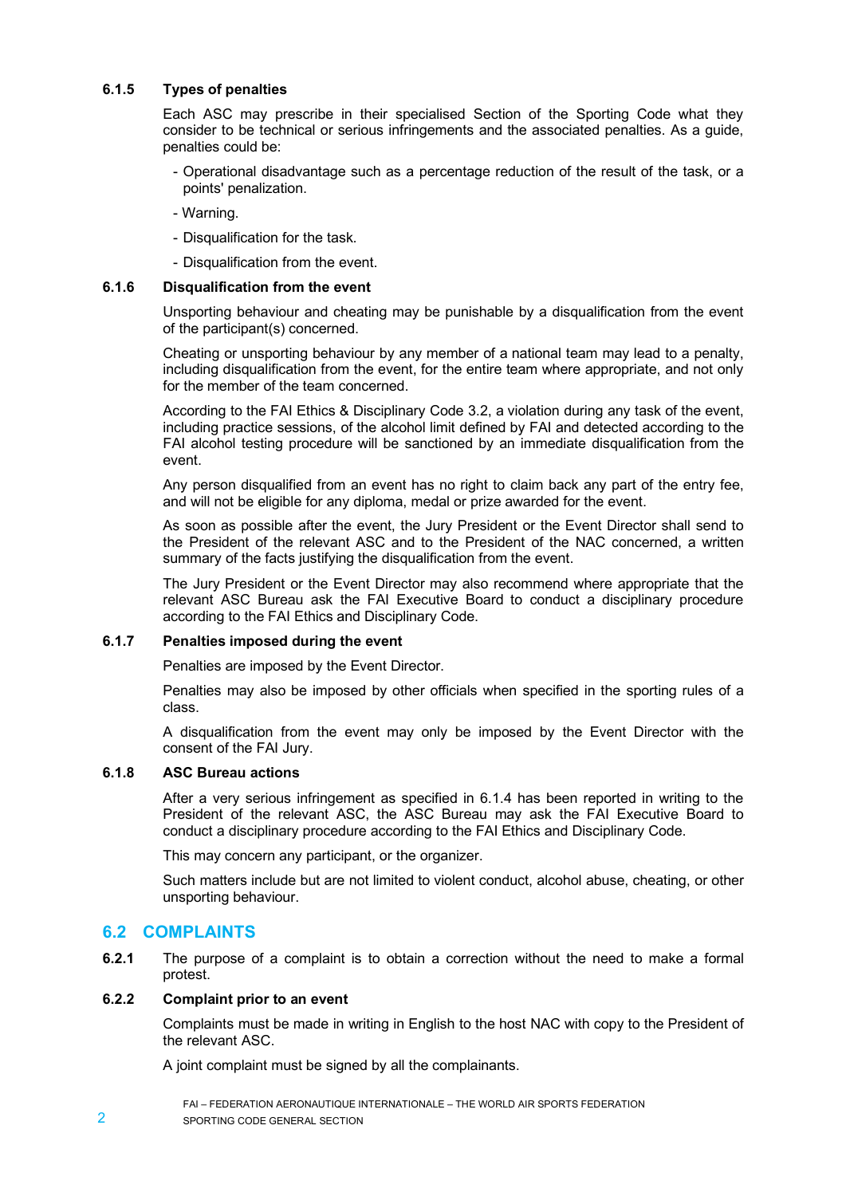#### 6.1.5 Types of penalties

Each ASC may prescribe in their specialised Section of the Sporting Code what they consider to be technical or serious infringements and the associated penalties. As a guide, penalties could be:

- Operational disadvantage such as a percentage reduction of the result of the task, or a points' penalization.
- Warning.
- Disqualification for the task.
- Disqualification from the event.

#### 6.1.6 Disqualification from the event

Unsporting behaviour and cheating may be punishable by a disqualification from the event of the participant(s) concerned.

Cheating or unsporting behaviour by any member of a national team may lead to a penalty, including disqualification from the event, for the entire team where appropriate, and not only for the member of the team concerned.

According to the FAI Ethics & Disciplinary Code 3.2, a violation during any task of the event, including practice sessions, of the alcohol limit defined by FAI and detected according to the FAI alcohol testing procedure will be sanctioned by an immediate disqualification from the event.

Any person disqualified from an event has no right to claim back any part of the entry fee, and will not be eligible for any diploma, medal or prize awarded for the event.

As soon as possible after the event, the Jury President or the Event Director shall send to the President of the relevant ASC and to the President of the NAC concerned, a written summary of the facts justifying the disqualification from the event.

The Jury President or the Event Director may also recommend where appropriate that the relevant ASC Bureau ask the FAI Executive Board to conduct a disciplinary procedure according to the FAI Ethics and Disciplinary Code.

#### 6.1.7 Penalties imposed during the event

Penalties are imposed by the Event Director.

Penalties may also be imposed by other officials when specified in the sporting rules of a class.

A disqualification from the event may only be imposed by the Event Director with the consent of the FAI Jury.

#### 6.1.8 ASC Bureau actions

After a very serious infringement as specified in 6.1.4 has been reported in writing to the President of the relevant ASC, the ASC Bureau may ask the FAI Executive Board to conduct a disciplinary procedure according to the FAI Ethics and Disciplinary Code.

This may concern any participant, or the organizer.

Such matters include but are not limited to violent conduct, alcohol abuse, cheating, or other unsporting behaviour.

## 6.2 COMPLAINTS

**6.2.1** The purpose of a complaint is to obtain a correction without the need to make a formal protest.

#### 6.2.2 Complaint prior to an event

Complaints must be made in writing in English to the host NAC with copy to the President of the relevant ASC.

A joint complaint must be signed by all the complainants.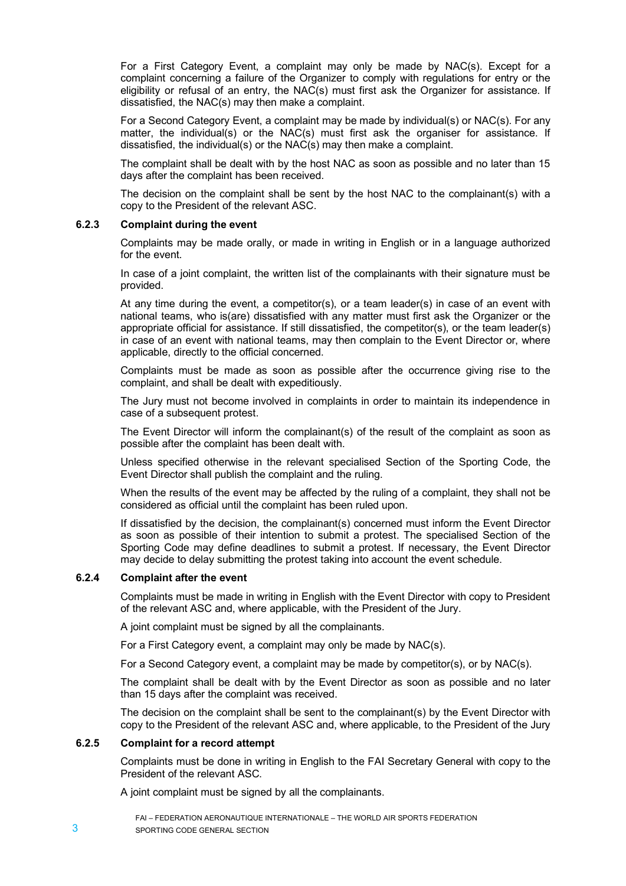For a First Category Event, a complaint may only be made by NAC(s). Except for a complaint concerning a failure of the Organizer to comply with regulations for entry or the eligibility or refusal of an entry, the NAC(s) must first ask the Organizer for assistance. If dissatisfied, the NAC(s) may then make a complaint.

For a Second Category Event, a complaint may be made by individual(s) or NAC(s). For any matter, the individual(s) or the NAC(s) must first ask the organiser for assistance. If dissatisfied, the individual(s) or the NAC(s) may then make a complaint.

The complaint shall be dealt with by the host NAC as soon as possible and no later than 15 days after the complaint has been received.

The decision on the complaint shall be sent by the host NAC to the complainant(s) with a copy to the President of the relevant ASC.

### 6.2.3 Complaint during the event

Complaints may be made orally, or made in writing in English or in a language authorized for the event.

In case of a joint complaint, the written list of the complainants with their signature must be provided.

At any time during the event, a competitor(s), or a team leader(s) in case of an event with national teams, who is(are) dissatisfied with any matter must first ask the Organizer or the appropriate official for assistance. If still dissatisfied, the competitor(s), or the team leader(s) in case of an event with national teams, may then complain to the Event Director or, where applicable, directly to the official concerned.

Complaints must be made as soon as possible after the occurrence giving rise to the complaint, and shall be dealt with expeditiously.

The Jury must not become involved in complaints in order to maintain its independence in case of a subsequent protest.

The Event Director will inform the complainant(s) of the result of the complaint as soon as possible after the complaint has been dealt with.

Unless specified otherwise in the relevant specialised Section of the Sporting Code, the Event Director shall publish the complaint and the ruling.

When the results of the event may be affected by the ruling of a complaint, they shall not be considered as official until the complaint has been ruled upon.

If dissatisfied by the decision, the complainant(s) concerned must inform the Event Director as soon as possible of their intention to submit a protest. The specialised Section of the Sporting Code may define deadlines to submit a protest. If necessary, the Event Director may decide to delay submitting the protest taking into account the event schedule.

### 6.2.4 Complaint after the event

Complaints must be made in writing in English with the Event Director with copy to President of the relevant ASC and, where applicable, with the President of the Jury.

A joint complaint must be signed by all the complainants.

For a First Category event, a complaint may only be made by NAC(s).

For a Second Category event, a complaint may be made by competitor(s), or by NAC(s).

The complaint shall be dealt with by the Event Director as soon as possible and no later than 15 days after the complaint was received.

The decision on the complaint shall be sent to the complainant(s) by the Event Director with copy to the President of the relevant ASC and, where applicable, to the President of the Jury

### 6.2.5 Complaint for a record attempt

Complaints must be done in writing in English to the FAI Secretary General with copy to the President of the relevant ASC.

A joint complaint must be signed by all the complainants.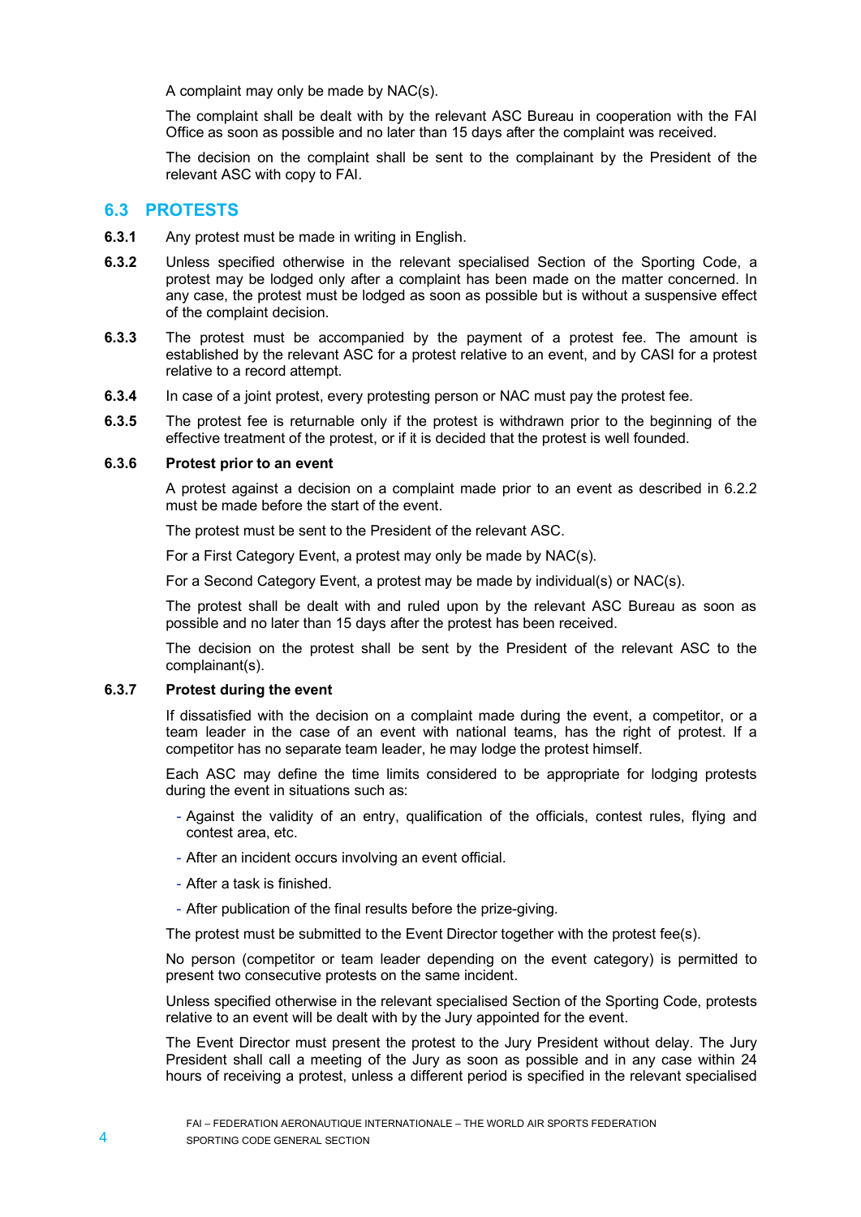A complaint may only be made by NAC(s).

The complaint shall be dealt with by the relevant ASC Bureau in cooperation with the FAI Office as soon as possible and no later than 15 days after the complaint was received.

The decision on the complaint shall be sent to the complainant by the President of the relevant ASC with copy to FAI.

## 6.3 PROTESTS

**6.3.1** Any protest must be made in writing in English.

**6.3.2** Unless specified otherwise in the relevant specialised Section of the Sporting Code, a protest may be lodged only after a complaint has been made on the matter concerned. In any case, the protest must be lodged as soon as possible but is without a suspensive effect of the complaint decision.

**6.3.3** The protest must be accompanied by the payment of a protest fee. The amount is established by the relevant ASC for a protest relative to an event, and by CASI for a protest relative to a record attempt.

**6.3.4** In case of a joint protest, every protesting person or NAC must pay the protest fee.

**6.3.5** The protest fee is returnable only if the protest is withdrawn prior to the beginning of the effective treatment of the protest, or if it is decided that the protest is well founded.

**6.3.6 Protest prior to an event**

A protest against a decision on a complaint made prior to an event as described in 6.2.2 must be made before the start of the event.

The protest must be sent to the President of the relevant ASC.

For a First Category Event, a protest may only be made by NAC(s).

For a Second Category Event, a protest may be made by individual(s) or NAC(s).

The protest shall be dealt with and ruled upon by the relevant ASC Bureau as soon as possible and no later than 15 days after the protest has been received.

The decision on the protest shall be sent by the President of the relevant ASC to the complainant(s).

**6.3.7 Protest during the event**

If dissatisfied with the decision on a complaint made during the event, a competitor, or a team leader in the case of an event with national teams, has the right of protest. If a competitor has no separate team leader, he may lodge the protest himself.

Each ASC may define the time limits considered to be appropriate for lodging protests during the event in situations such as:

- Against the validity of an entry, qualification of the officials, contest rules, flying and contest area, etc.
- After an incident occurs involving an event official.
- After a task is finished.
- After publication of the final results before the prize-giving.

The protest must be submitted to the Event Director together with the protest fee(s).

No person (competitor or team leader depending on the event category) is permitted to present two consecutive protests on the same incident.

Unless specified otherwise in the relevant specialised Section of the Sporting Code, protests relative to an event will be dealt with by the Jury appointed for the event.

The Event Director must present the protest to the Jury President without delay. The Jury President shall call a meeting of the Jury as soon as possible and in any case within 24 hours of receiving a protest, unless a different period is specified in the relevant specialised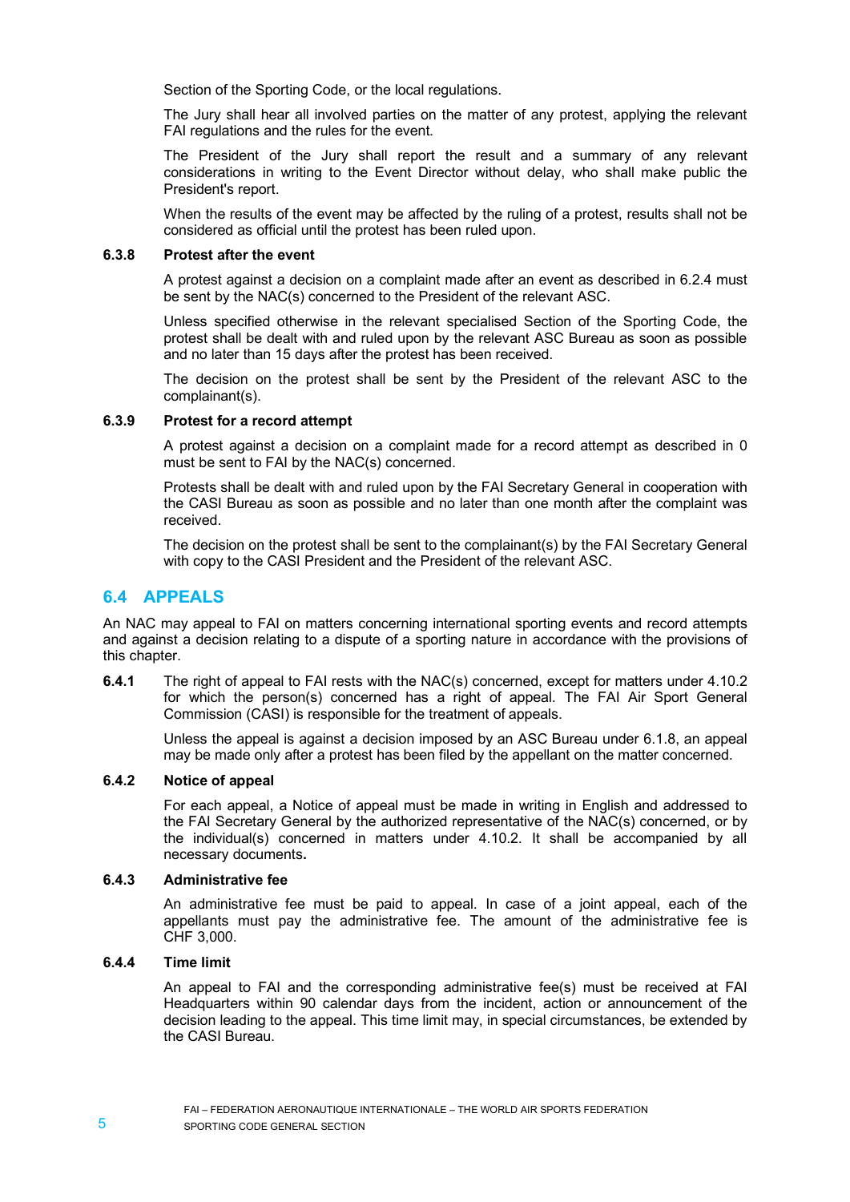Section of the Sporting Code, or the local regulations.

The Jury shall hear all involved parties on the matter of any protest, applying the relevant FAI regulations and the rules for the event.

The President of the Jury shall report the result and a summary of any relevant considerations in writing to the Event Director without delay, who shall make public the President's report.

When the results of the event may be affected by the ruling of a protest, results shall not be considered as official until the protest has been ruled upon.

#### 6.3.8 Protest after the event

A protest against a decision on a complaint made after an event as described in 6.2.4 must be sent by the NAC(s) concerned to the President of the relevant ASC.

Unless specified otherwise in the relevant specialised Section of the Sporting Code, the protest shall be dealt with and ruled upon by the relevant ASC Bureau as soon as possible and no later than 15 days after the protest has been received.

The decision on the protest shall be sent by the President of the relevant ASC to the complainant(s).

#### 6.3.9 Protest for a record attempt

A protest against a decision on a complaint made for a record attempt as described in 0 must be sent to FAI by the NAC(s) concerned.

Protests shall be dealt with and ruled upon by the FAI Secretary General in cooperation with the CASI Bureau as soon as possible and no later than one month after the complaint was received.

The decision on the protest shall be sent to the complainant(s) by the FAI Secretary General with copy to the CASI President and the President of the relevant ASC.

## 6.4 APPEALS

An NAC may appeal to FAI on matters concerning international sporting events and record attempts and against a decision relating to a dispute of a sporting nature in accordance with the provisions of this chapter.

**6.4.1** The right of appeal to FAI rests with the NAC(s) concerned, except for matters under 4.10.2 for which the person(s) concerned has a right of appeal. The FAI Air Sport General Commission (CASI) is responsible for the treatment of appeals.

Unless the appeal is against a decision imposed by an ASC Bureau under 6.1.8, an appeal may be made only after a protest has been filed by the appellant on the matter concerned.

#### 6.4.2 Notice of appeal

For each appeal, a Notice of appeal must be made in writing in English and addressed to the FAI Secretary General by the authorized representative of the NAC(s) concerned, or by the individual(s) concerned in matters under 4.10.2. It shall be accompanied by all necessary documents**.**

#### 6.4.3 Administrative fee

An administrative fee must be paid to appeal. In case of a joint appeal, each of the appellants must pay the administrative fee. The amount of the administrative fee is CHF 3,000.

#### 6.4.4 Time limit

An appeal to FAI and the corresponding administrative fee(s) must be received at FAI Headquarters within 90 calendar days from the incident, action or announcement of the decision leading to the appeal. This time limit may, in special circumstances, be extended by the CASI Bureau.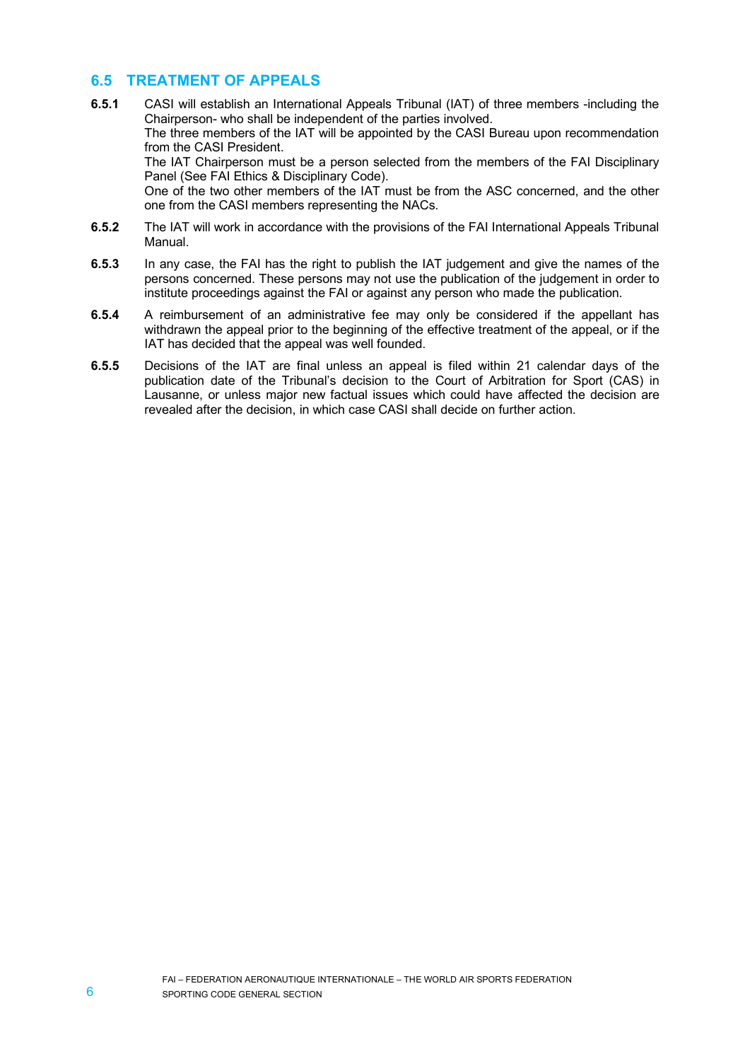## 6.5 TREATMENT OF APPEALS

**6.5.1** CASI will establish an International Appeals Tribunal (IAT) of three members -including the Chairperson- who shall be independent of the parties involved.
The three members of the IAT will be appointed by the CASI Bureau upon recommendation from the CASI President.
The IAT Chairperson must be a person selected from the members of the FAI Disciplinary Panel (See FAI Ethics & Disciplinary Code).
One of the two other members of the IAT must be from the ASC concerned, and the other one from the CASI members representing the NACs.

**6.5.2** The IAT will work in accordance with the provisions of the FAI International Appeals Tribunal Manual.

**6.5.3** In any case, the FAI has the right to publish the IAT judgement and give the names of the persons concerned. These persons may not use the publication of the judgement in order to institute proceedings against the FAI or against any person who made the publication.

**6.5.4** A reimbursement of an administrative fee may only be considered if the appellant has withdrawn the appeal prior to the beginning of the effective treatment of the appeal, or if the IAT has decided that the appeal was well founded.

**6.5.5** Decisions of the IAT are final unless an appeal is filed within 21 calendar days of the publication date of the Tribunal's decision to the Court of Arbitration for Sport (CAS) in Lausanne, or unless major new factual issues which could have affected the decision are revealed after the decision, in which case CASI shall decide on further action.